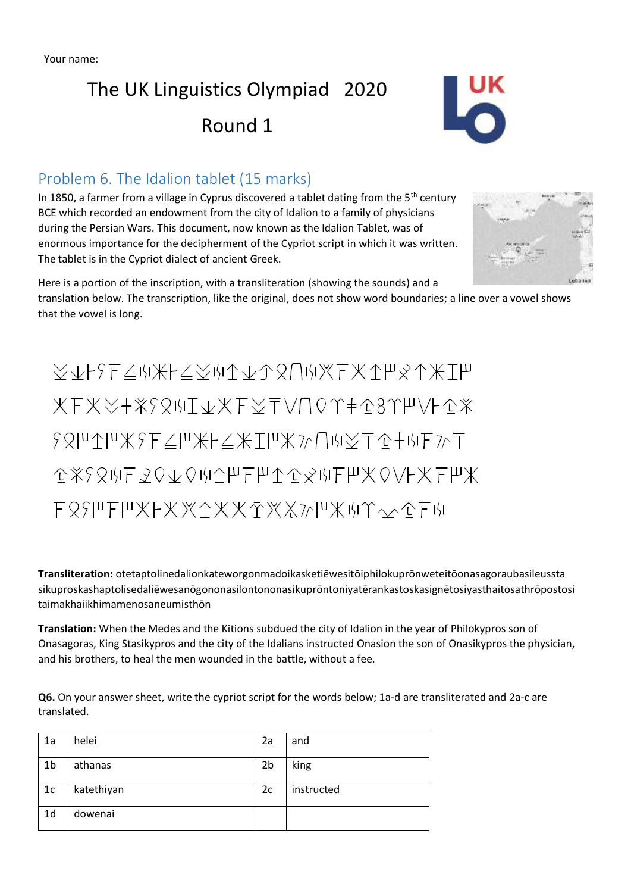Your name:

# The UK Linguistics Olympiad 2020

# Round 1

## Problem 6. The Idalion tablet (15 marks)

In 1850, a farmer from a village in Cyprus discovered a tablet dating from the 5th century BCE which recorded an endowment from the city of Idalion to a family of physicians during the Persian Wars. This document, now known as the Idalion Tablet, was of enormous importance for the decipherment of the Cypriot script in which it was written. The tablet is in the Cypriot dialect of ancient Greek.

Here is a portion of the inscription, with a transliteration (showing the sounds) and a translation below. The transcription, like the original, does not show word boundaries; a line over a vowel shows that the vowel is long.

𐠃𐠮𐠭𐠡𐠰𐠑𐠚𐠁𐠭𐠑𐠃𐠚𐠊𐠮𐠵𐠦𐠍𐠚𐠔𐠰𐠂𐠊𐠩𐠋𐠯𐠁𐠳𐠩

𐠂𐠰𐠠𐠒𐠎𐠡𐠦𐠚𐠳𐠮𐠂𐠰𐠃𐠙𐠨𐠍𐠣𐠄𐠞𐠪𐠐𐠄𐠩𐠨𐠭𐠪𐠎

𐠡𐠦𐠩𐠊𐠨𐠞𐠰𐠑𐠩𐠁𐠭𐠑𐠁𐠳𐠩𐠀𐠜𐠍𐠜𐠃𐠙𐠪𐠒𐠚𐠰𐠜𐠙

𐠪𐠎𐠡𐠦𐠚𐠰𐠛𐠅𐠮𐠣𐠚𐠊𐠩𐠰𐠩𐠊𐠩𐠋𐠚𐠰𐠩𐠂𐠅𐠨𐠭𐠂𐠰𐠩𐠀

𐠰𐠦𐠡𐠩𐠰𐠩𐠭𐠂𐠔𐠊𐠂𐠂𐠌𐠔𐠕𐠜𐠩𐠀𐠚𐠄𐠖𐠪𐠰𐠚

**Transliteration:** otetaptolinedalionkateworgonmadoikasketiēwesitōiphilokuprōnweteitōonasagoraubasileussta sikuproskashaptolisedaliēwesanōgononasilontononasikuprōntoniyatērankastoskasignētosiyasthaitosathrōpostosi taimakhaiikhimamenosaneumisthōn

**Translation:** When the Medes and the Kitions subdued the city of Idalion in the year of Philokypros son of Onasagoras, King Stasikypros and the city of the Idalians instructed Onasion the son of Onasikypros the physician, and his brothers, to heal the men wounded in the battle, without a fee.

**Q6.** On your answer sheet, write the cypriot script for the words below; 1a-d are transliterated and 2a-c are translated.

| | | | |
|---|---|---|---|
| 1a | helei | 2a | and |
| 1b | athanas | 2b | king |
| 1c | katethiyan | 2c | instructed |
| 1d | dowenai | | |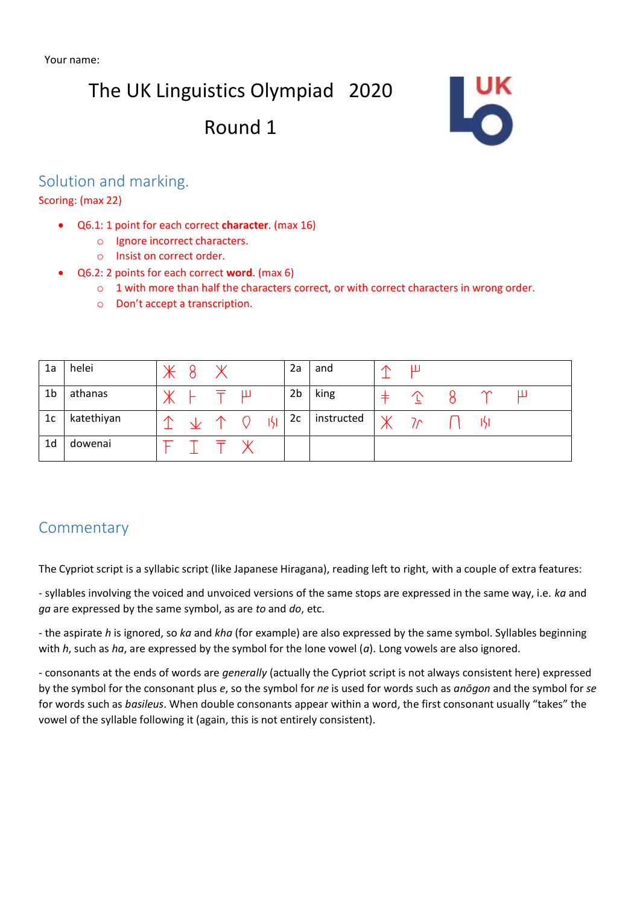Your name:

# The UK Linguistics Olympiad 2020

## Round 1

## Solution and marking.

Scoring: (max 22)

- Q6.1: 1 point for each correct **character**. (max 16)
  - Ignore incorrect characters.
  - Insist on correct order.
- Q6.2: 2 points for each correct **word**. (max 6)
  - 1 with more than half the characters correct, or with correct characters in wrong order.
  - Don't accept a transcription.

| | | | | | |
|---|---|---|---|---|---|
| 1a | helei | ⚹ 8 ✕ | 2a | and | ⍊ ш |
| 1b | athanas | ✕ ⊢ ⍑ ш | 2b | king | ‡ ⍊ 8 ϒ ш |
| 1c | katethiyan | ⍊ ⍗ ↑ 0 ʃ | 2c | instructed | ✕ 7r ⋂ ʃ |
| 1d | dowenai | F I ⍑ ✕ | | | |

## Commentary

The Cypriot script is a syllabic script (like Japanese Hiragana), reading left to right, with a couple of extra features:

- syllables involving the voiced and unvoiced versions of the same stops are expressed in the same way, i.e. *ka* and *ga* are expressed by the same symbol, as are *to* and *do*, etc.

- the aspirate *h* is ignored, so *ka* and *kha* (for example) are also expressed by the same symbol. Syllables beginning with *h*, such as *ha*, are expressed by the symbol for the lone vowel (*a*). Long vowels are also ignored.

- consonants at the ends of words are *generally* (actually the Cypriot script is not always consistent here) expressed by the symbol for the consonant plus *e*, so the symbol for *ne* is used for words such as *anōgon* and the symbol for *se* for words such as *basileus*. When double consonants appear within a word, the first consonant usually "takes" the vowel of the syllable following it (again, this is not entirely consistent).